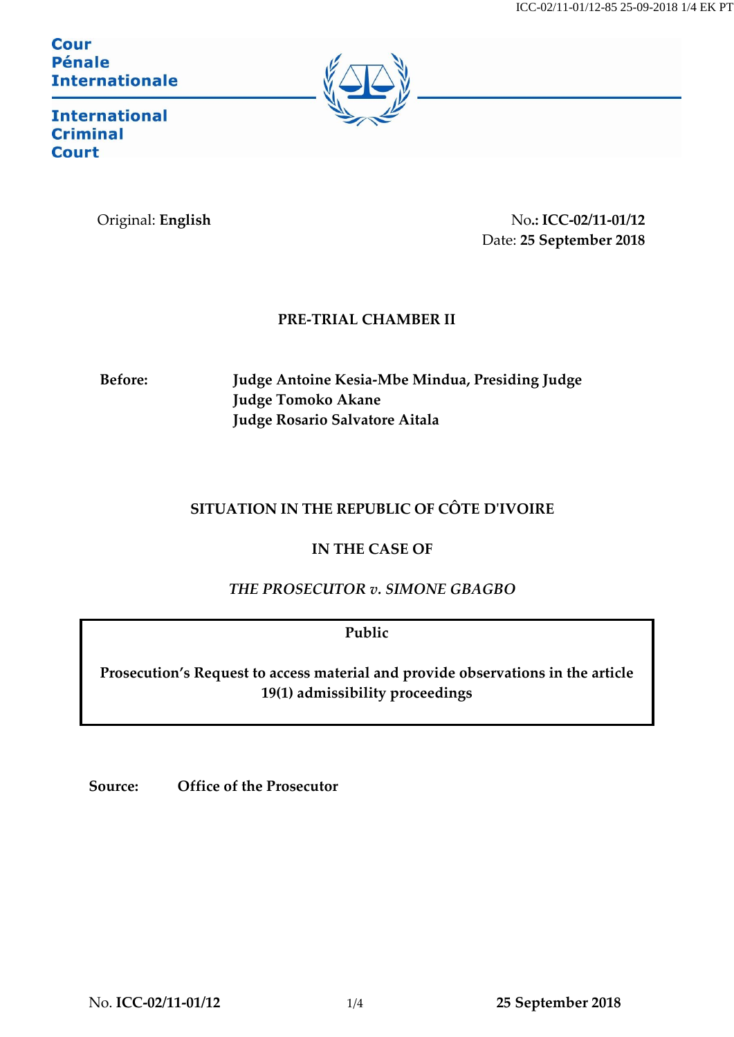**Cour Pénale Internationale**

**International Criminal Court**

Original: **English**

No.: **ICC-02/11-01/12**
Date: **25 September 2018**

**PRE-TRIAL CHAMBER II**

**Before:** **Judge Antoine Kesia-Mbe Mindua, Presiding Judge**
**Judge Tomoko Akane**
**Judge Rosario Salvatore Aitala**

**SITUATION IN THE REPUBLIC OF CÔTE D'IVOIRE**

**IN THE CASE OF**

***THE PROSECUTOR v. SIMONE GBAGBO***

**Public**

**Prosecution's Request to access material and provide observations in the article 19(1) admissibility proceedings**

**Source:** **Office of the Prosecutor**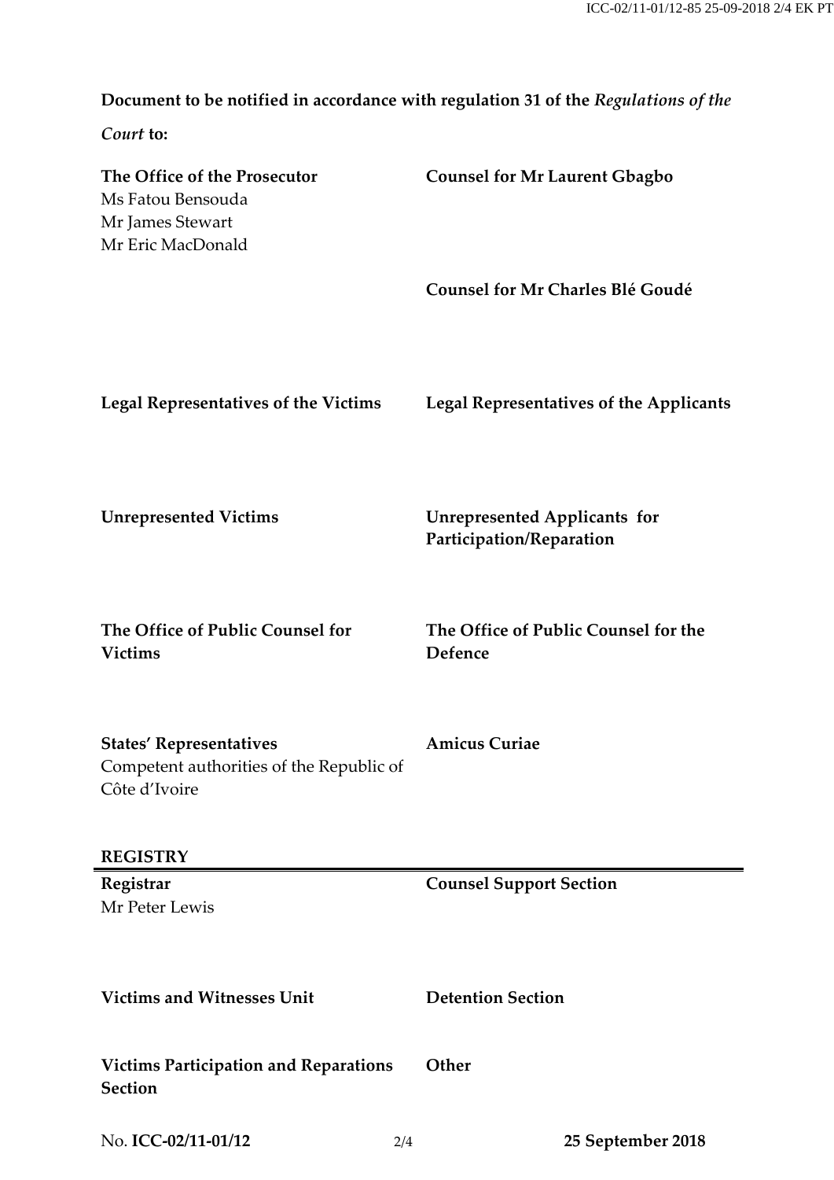**Document to be notified in accordance with regulation 31 of the *Regulations of the Court* to:**

| | |
|---|---|
| **The Office of the Prosecutor**<br>Ms Fatou Bensouda<br>Mr James Stewart<br>Mr Eric MacDonald | **Counsel for Mr Laurent Gbagbo** |
| | **Counsel for Mr Charles Blé Goudé** |
| **Legal Representatives of the Victims** | **Legal Representatives of the Applicants** |
| **Unrepresented Victims** | **Unrepresented Applicants for Participation/Reparation** |
| **The Office of Public Counsel for Victims** | **The Office of Public Counsel for the Defence** |
| **States' Representatives**<br>Competent authorities of the Republic of Côte d'Ivoire | **Amicus Curiae** |

**REGISTRY**

| | |
|---|---|
| **Registrar**<br>Mr Peter Lewis | **Counsel Support Section** |
| **Victims and Witnesses Unit** | **Detention Section** |
| **Victims Participation and Reparations Section** | **Other** |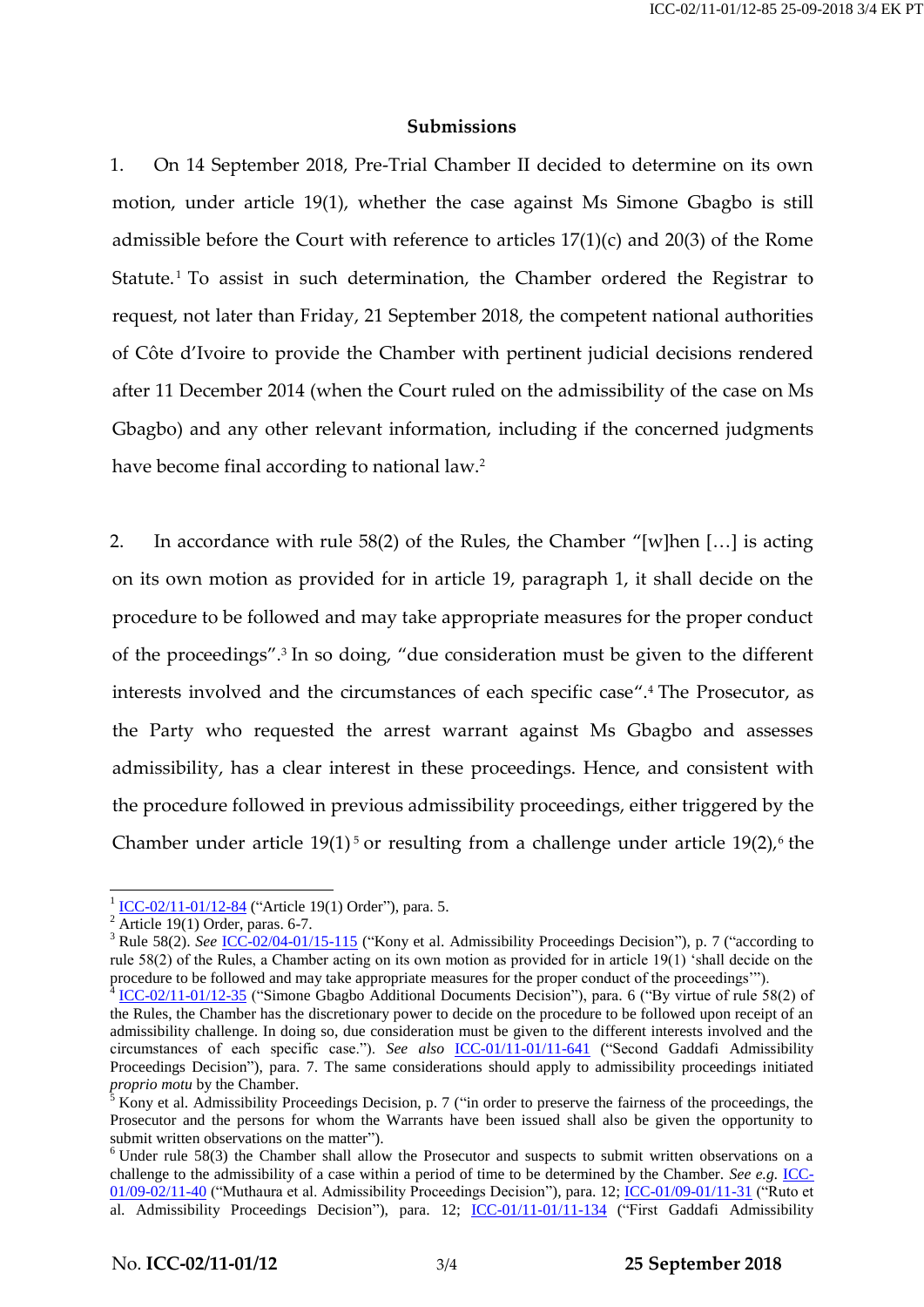**Submissions**

1. On 14 September 2018, Pre-Trial Chamber II decided to determine on its own motion, under article 19(1), whether the case against Ms Simone Gbagbo is still admissible before the Court with reference to articles 17(1)(c) and 20(3) of the Rome Statute.[1] To assist in such determination, the Chamber ordered the Registrar to request, not later than Friday, 21 September 2018, the competent national authorities of Côte d'Ivoire to provide the Chamber with pertinent judicial decisions rendered after 11 December 2014 (when the Court ruled on the admissibility of the case on Ms Gbagbo) and any other relevant information, including if the concerned judgments have become final according to national law.[2]

2. In accordance with rule 58(2) of the Rules, the Chamber "[w]hen […] is acting on its own motion as provided for in article 19, paragraph 1, it shall decide on the procedure to be followed and may take appropriate measures for the proper conduct of the proceedings".[3] In so doing, "due consideration must be given to the different interests involved and the circumstances of each specific case".[4] The Prosecutor, as the Party who requested the arrest warrant against Ms Gbagbo and assesses admissibility, has a clear interest in these proceedings. Hence, and consistent with the procedure followed in previous admissibility proceedings, either triggered by the Chamber under article 19(1)[5] or resulting from a challenge under article 19(2),[6] the

---

[1] ICC-02/11-01/12-84 ("Article 19(1) Order"), para. 5.

[2] Article 19(1) Order, paras. 6-7.

[3] Rule 58(2). *See* ICC-02/04-01/15-115 ("Kony et al. Admissibility Proceedings Decision"), p. 7 ("according to rule 58(2) of the Rules, a Chamber acting on its own motion as provided for in article 19(1) 'shall decide on the procedure to be followed and may take appropriate measures for the proper conduct of the proceedings'").

[4] ICC-02/11-01/12-35 ("Simone Gbagbo Additional Documents Decision"), para. 6 ("By virtue of rule 58(2) of the Rules, the Chamber has the discretionary power to decide on the procedure to be followed upon receipt of an admissibility challenge. In doing so, due consideration must be given to the different interests involved and the circumstances of each specific case."). *See also* ICC-01/11-01/11-641 ("Second Gaddafi Admissibility Proceedings Decision"), para. 7. The same considerations should apply to admissibility proceedings initiated *proprio motu* by the Chamber.

[5] Kony et al. Admissibility Proceedings Decision, p. 7 ("in order to preserve the fairness of the proceedings, the Prosecutor and the persons for whom the Warrants have been issued shall also be given the opportunity to submit written observations on the matter").

[6] Under rule 58(3) the Chamber shall allow the Prosecutor and suspects to submit written observations on a challenge to the admissibility of a case within a period of time to be determined by the Chamber. *See e.g.* ICC-01/09-02/11-40 ("Muthaura et al. Admissibility Proceedings Decision"), para. 12; ICC-01/09-01/11-31 ("Ruto et al. Admissibility Proceedings Decision"), para. 12; ICC-01/11-01/11-134 ("First Gaddafi Admissibility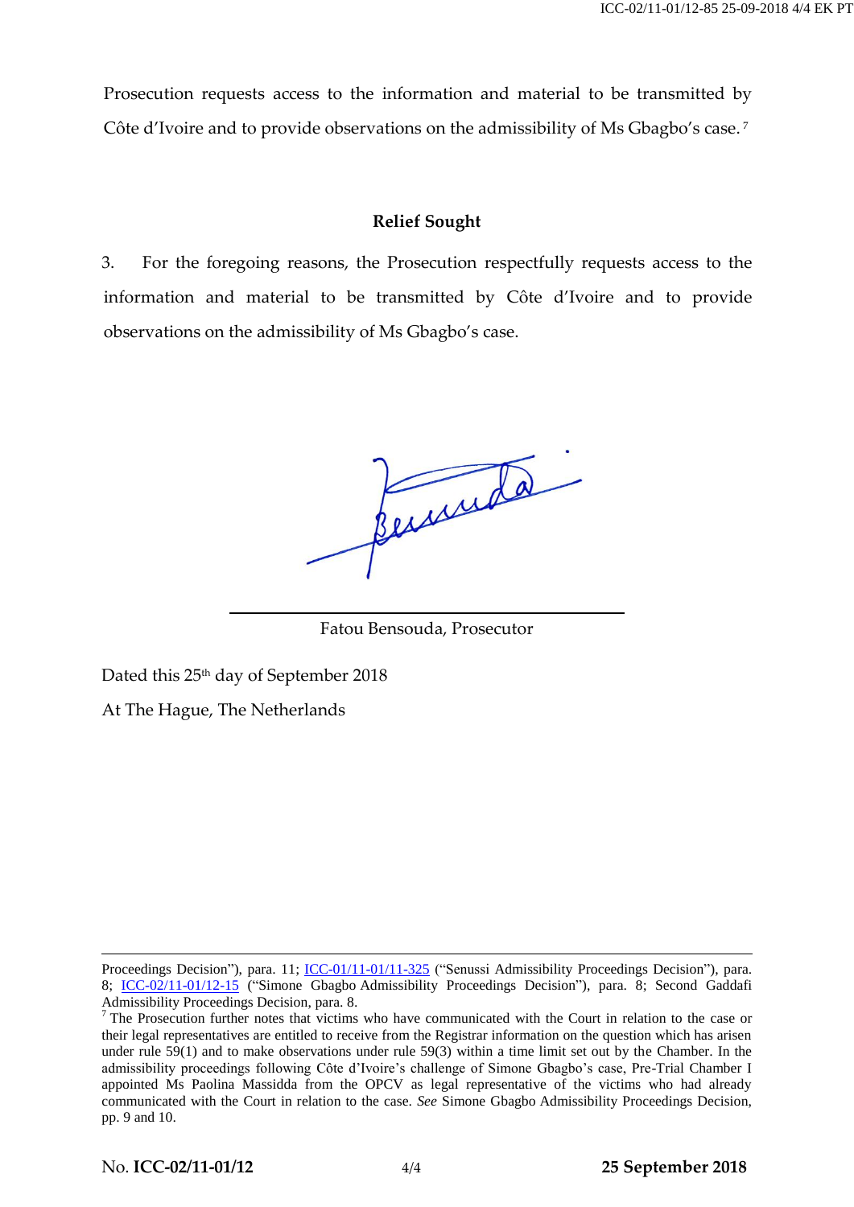Prosecution requests access to the information and material to be transmitted by Côte d'Ivoire and to provide observations on the admissibility of Ms Gbagbo's case.[7]

### Relief Sought

3. For the foregoing reasons, the Prosecution respectfully requests access to the information and material to be transmitted by Côte d'Ivoire and to provide observations on the admissibility of Ms Gbagbo's case.

Fatou Bensouda, Prosecutor

Dated this 25th day of September 2018

At The Hague, The Netherlands

---

Proceedings Decision"), para. 11; ICC-01/11-01/11-325 ("Senussi Admissibility Proceedings Decision"), para. 8; ICC-02/11-01/12-15 ("Simone Gbagbo Admissibility Proceedings Decision"), para. 8; Second Gaddafi Admissibility Proceedings Decision, para. 8.

[7] The Prosecution further notes that victims who have communicated with the Court in relation to the case or their legal representatives are entitled to receive from the Registrar information on the question which has arisen under rule 59(1) and to make observations under rule 59(3) within a time limit set out by the Chamber. In the admissibility proceedings following Côte d'Ivoire's challenge of Simone Gbagbo's case, Pre-Trial Chamber I appointed Ms Paolina Massidda from the OPCV as legal representative of the victims who had already communicated with the Court in relation to the case. *See* Simone Gbagbo Admissibility Proceedings Decision, pp. 9 and 10.